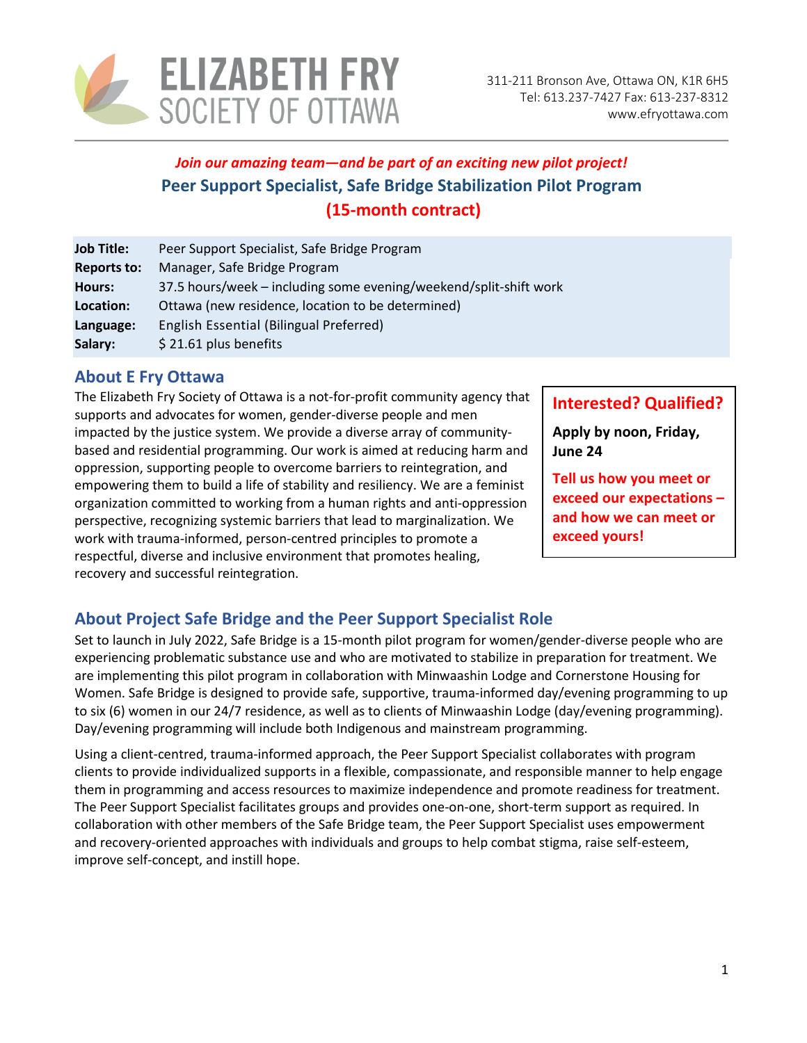**ELIZABETH FRY SOCIETY OF OTTAWA**

311-211 Bronson Ave, Ottawa ON, K1R 6H5
Tel: 613.237-7427 Fax: 613-237-8312
www.efryottawa.com

***Join our amazing team—and be part of an exciting new pilot project!***

## Peer Support Specialist, Safe Bridge Stabilization Pilot Program

## (15-month contract)

| | |
|---|---|
| **Job Title:** | Peer Support Specialist, Safe Bridge Program |
| **Reports to:** | Manager, Safe Bridge Program |
| **Hours:** | 37.5 hours/week – including some evening/weekend/split-shift work |
| **Location:** | Ottawa (new residence, location to be determined) |
| **Language:** | English Essential (Bilingual Preferred) |
| **Salary:** | $ 21.61 plus benefits |

### About E Fry Ottawa

The Elizabeth Fry Society of Ottawa is a not-for-profit community agency that supports and advocates for women, gender-diverse people and men impacted by the justice system. We provide a diverse array of community-based and residential programming. Our work is aimed at reducing harm and oppression, supporting people to overcome barriers to reintegration, and empowering them to build a life of stability and resiliency. We are a feminist organization committed to working from a human rights and anti-oppression perspective, recognizing systemic barriers that lead to marginalization. We work with trauma-informed, person-centred principles to promote a respectful, diverse and inclusive environment that promotes healing, recovery and successful reintegration.

**Interested? Qualified?**

**Apply by noon, Friday, June 24**

**Tell us how you meet or exceed our expectations – and how we can meet or exceed yours!**

### About Project Safe Bridge and the Peer Support Specialist Role

Set to launch in July 2022, Safe Bridge is a 15-month pilot program for women/gender-diverse people who are experiencing problematic substance use and who are motivated to stabilize in preparation for treatment. We are implementing this pilot program in collaboration with Minwaashin Lodge and Cornerstone Housing for Women. Safe Bridge is designed to provide safe, supportive, trauma-informed day/evening programming to up to six (6) women in our 24/7 residence, as well as to clients of Minwaashin Lodge (day/evening programming). Day/evening programming will include both Indigenous and mainstream programming.

Using a client-centred, trauma-informed approach, the Peer Support Specialist collaborates with program clients to provide individualized supports in a flexible, compassionate, and responsible manner to help engage them in programming and access resources to maximize independence and promote readiness for treatment. The Peer Support Specialist facilitates groups and provides one-on-one, short-term support as required. In collaboration with other members of the Safe Bridge team, the Peer Support Specialist uses empowerment and recovery-oriented approaches with individuals and groups to help combat stigma, raise self-esteem, improve self-concept, and instill hope.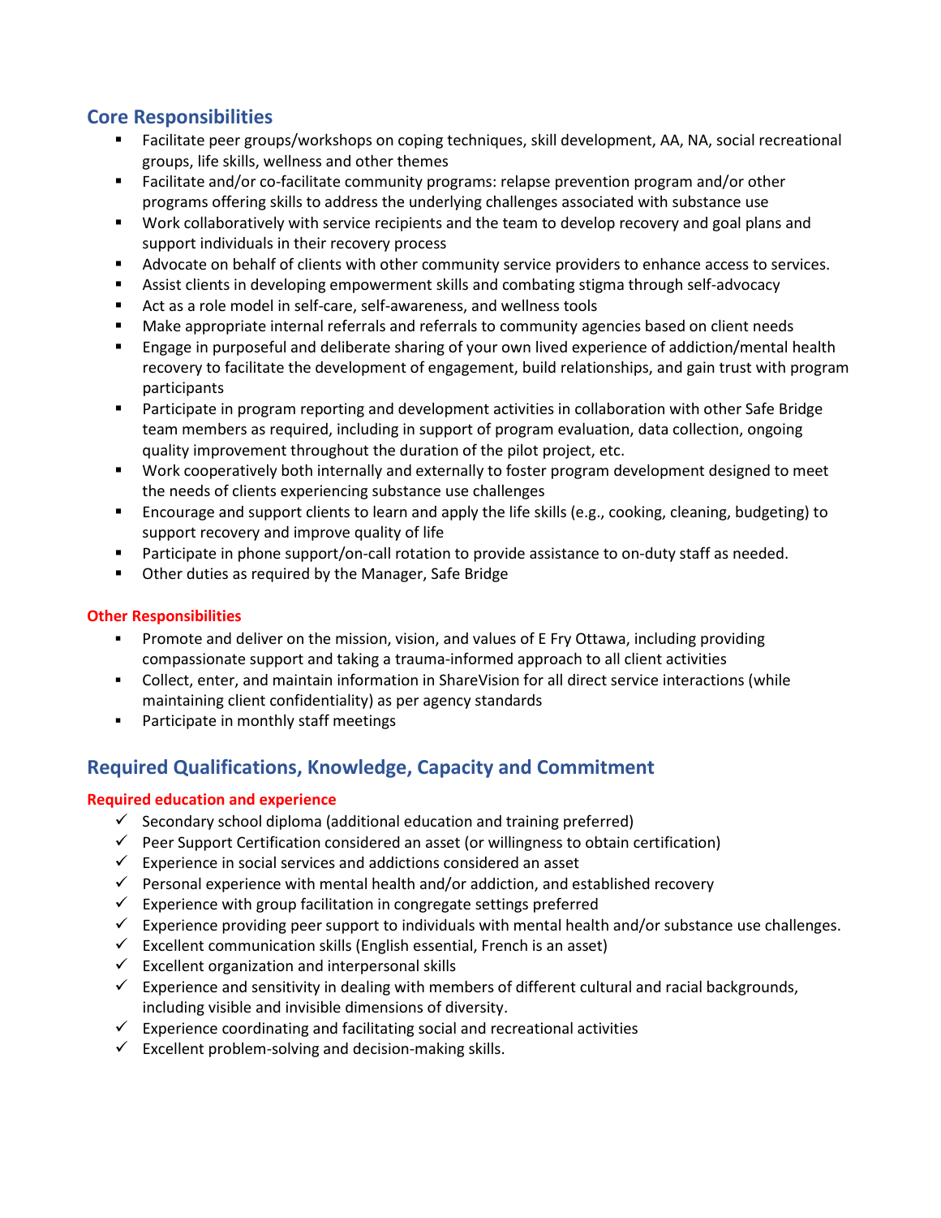## Core Responsibilities

- Facilitate peer groups/workshops on coping techniques, skill development, AA, NA, social recreational groups, life skills, wellness and other themes
- Facilitate and/or co-facilitate community programs: relapse prevention program and/or other programs offering skills to address the underlying challenges associated with substance use
- Work collaboratively with service recipients and the team to develop recovery and goal plans and support individuals in their recovery process
- Advocate on behalf of clients with other community service providers to enhance access to services.
- Assist clients in developing empowerment skills and combating stigma through self-advocacy
- Act as a role model in self-care, self-awareness, and wellness tools
- Make appropriate internal referrals and referrals to community agencies based on client needs
- Engage in purposeful and deliberate sharing of your own lived experience of addiction/mental health recovery to facilitate the development of engagement, build relationships, and gain trust with program participants
- Participate in program reporting and development activities in collaboration with other Safe Bridge team members as required, including in support of program evaluation, data collection, ongoing quality improvement throughout the duration of the pilot project, etc.
- Work cooperatively both internally and externally to foster program development designed to meet the needs of clients experiencing substance use challenges
- Encourage and support clients to learn and apply the life skills (e.g., cooking, cleaning, budgeting) to support recovery and improve quality of life
- Participate in phone support/on-call rotation to provide assistance to on-duty staff as needed.
- Other duties as required by the Manager, Safe Bridge

### Other Responsibilities

- Promote and deliver on the mission, vision, and values of E Fry Ottawa, including providing compassionate support and taking a trauma-informed approach to all client activities
- Collect, enter, and maintain information in ShareVision for all direct service interactions (while maintaining client confidentiality) as per agency standards
- Participate in monthly staff meetings

## Required Qualifications, Knowledge, Capacity and Commitment

### Required education and experience

- ✓ Secondary school diploma (additional education and training preferred)
- ✓ Peer Support Certification considered an asset (or willingness to obtain certification)
- ✓ Experience in social services and addictions considered an asset
- ✓ Personal experience with mental health and/or addiction, and established recovery
- ✓ Experience with group facilitation in congregate settings preferred
- ✓ Experience providing peer support to individuals with mental health and/or substance use challenges.
- ✓ Excellent communication skills (English essential, French is an asset)
- ✓ Excellent organization and interpersonal skills
- ✓ Experience and sensitivity in dealing with members of different cultural and racial backgrounds, including visible and invisible dimensions of diversity.
- ✓ Experience coordinating and facilitating social and recreational activities
- ✓ Excellent problem-solving and decision-making skills.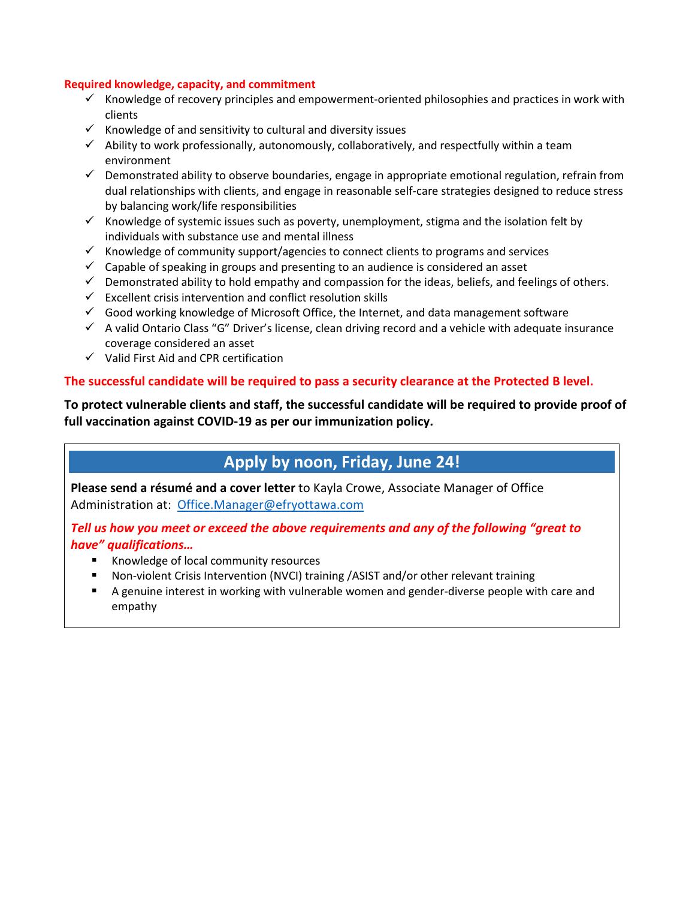**Required knowledge, capacity, and commitment**

- ✓ Knowledge of recovery principles and empowerment-oriented philosophies and practices in work with clients
- ✓ Knowledge of and sensitivity to cultural and diversity issues
- ✓ Ability to work professionally, autonomously, collaboratively, and respectfully within a team environment
- ✓ Demonstrated ability to observe boundaries, engage in appropriate emotional regulation, refrain from dual relationships with clients, and engage in reasonable self-care strategies designed to reduce stress by balancing work/life responsibilities
- ✓ Knowledge of systemic issues such as poverty, unemployment, stigma and the isolation felt by individuals with substance use and mental illness
- ✓ Knowledge of community support/agencies to connect clients to programs and services
- ✓ Capable of speaking in groups and presenting to an audience is considered an asset
- ✓ Demonstrated ability to hold empathy and compassion for the ideas, beliefs, and feelings of others.
- ✓ Excellent crisis intervention and conflict resolution skills
- ✓ Good working knowledge of Microsoft Office, the Internet, and data management software
- ✓ A valid Ontario Class "G" Driver's license, clean driving record and a vehicle with adequate insurance coverage considered an asset
- ✓ Valid First Aid and CPR certification

**The successful candidate will be required to pass a security clearance at the Protected B level.**

**To protect vulnerable clients and staff, the successful candidate will be required to provide proof of full vaccination against COVID-19 as per our immunization policy.**

## Apply by noon, Friday, June 24!

**Please send a résumé and a cover letter** to Kayla Crowe, Associate Manager of Office Administration at: Office.Manager@efryottawa.com

***Tell us how you meet or exceed the above requirements and any of the following "great to have" qualifications…***

- Knowledge of local community resources
- Non-violent Crisis Intervention (NVCI) training /ASIST and/or other relevant training
- A genuine interest in working with vulnerable women and gender-diverse people with care and empathy